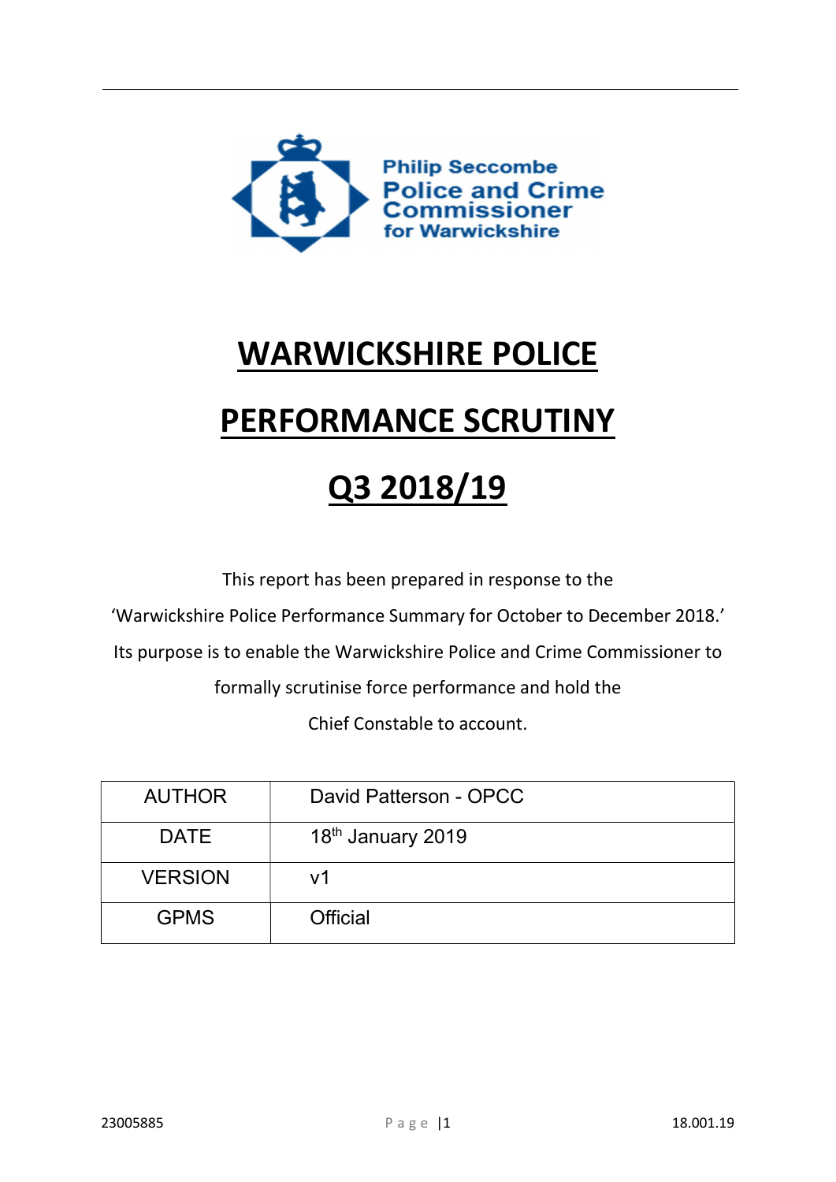Philip Seccombe
Police and Crime
Commissioner
for Warwickshire

# WARWICKSHIRE POLICE

# PERFORMANCE SCRUTINY

# Q3 2018/19

This report has been prepared in response to the
'Warwickshire Police Performance Summary for October to December 2018.'
Its purpose is to enable the Warwickshire Police and Crime Commissioner to
formally scrutinise force performance and hold the
Chief Constable to account.

| AUTHOR | David Patterson - OPCC |
|---|---|
| DATE | 18th January 2019 |
| VERSION | v1 |
| GPMS | Official |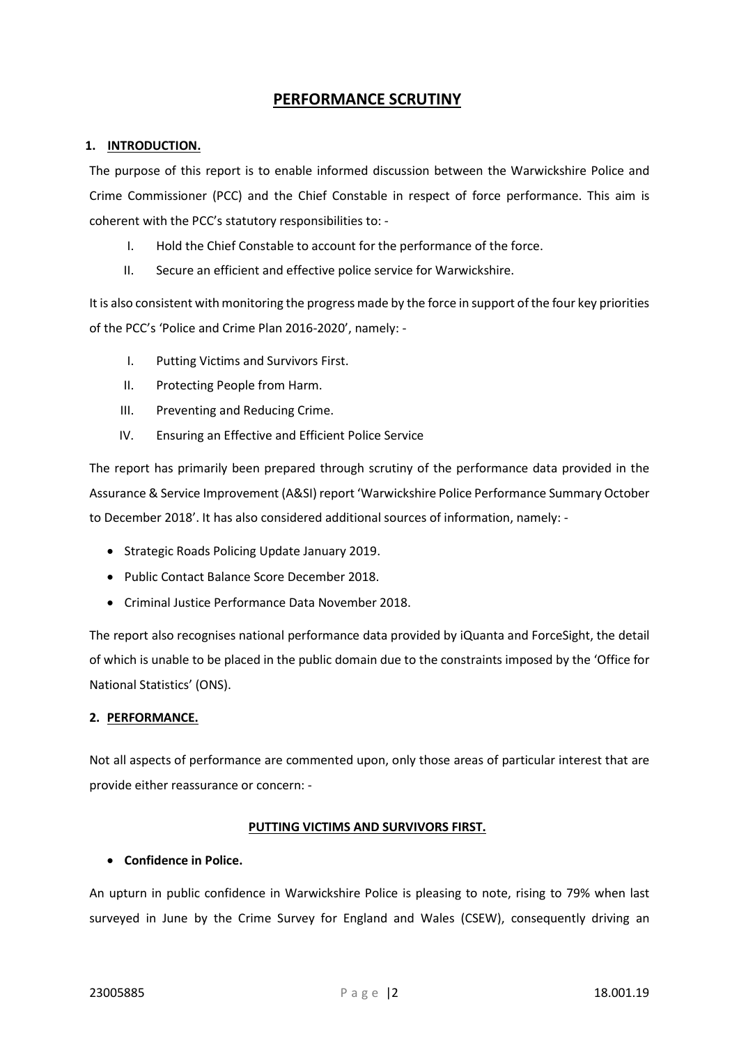# PERFORMANCE SCRUTINY

## 1. INTRODUCTION.

The purpose of this report is to enable informed discussion between the Warwickshire Police and Crime Commissioner (PCC) and the Chief Constable in respect of force performance. This aim is coherent with the PCC's statutory responsibilities to: -

I. Hold the Chief Constable to account for the performance of the force.
II. Secure an efficient and effective police service for Warwickshire.

It is also consistent with monitoring the progress made by the force in support of the four key priorities of the PCC's 'Police and Crime Plan 2016-2020', namely: -

I. Putting Victims and Survivors First.
II. Protecting People from Harm.
III. Preventing and Reducing Crime.
IV. Ensuring an Effective and Efficient Police Service

The report has primarily been prepared through scrutiny of the performance data provided in the Assurance & Service Improvement (A&SI) report 'Warwickshire Police Performance Summary October to December 2018'. It has also considered additional sources of information, namely: -

- Strategic Roads Policing Update January 2019.
- Public Contact Balance Score December 2018.
- Criminal Justice Performance Data November 2018.

The report also recognises national performance data provided by iQuanta and ForceSight, the detail of which is unable to be placed in the public domain due to the constraints imposed by the 'Office for National Statistics' (ONS).

## 2. PERFORMANCE.

Not all aspects of performance are commented upon, only those areas of particular interest that are provide either reassurance or concern: -

### PUTTING VICTIMS AND SURVIVORS FIRST.

- **Confidence in Police.**

An upturn in public confidence in Warwickshire Police is pleasing to note, rising to 79% when last surveyed in June by the Crime Survey for England and Wales (CSEW), consequently driving an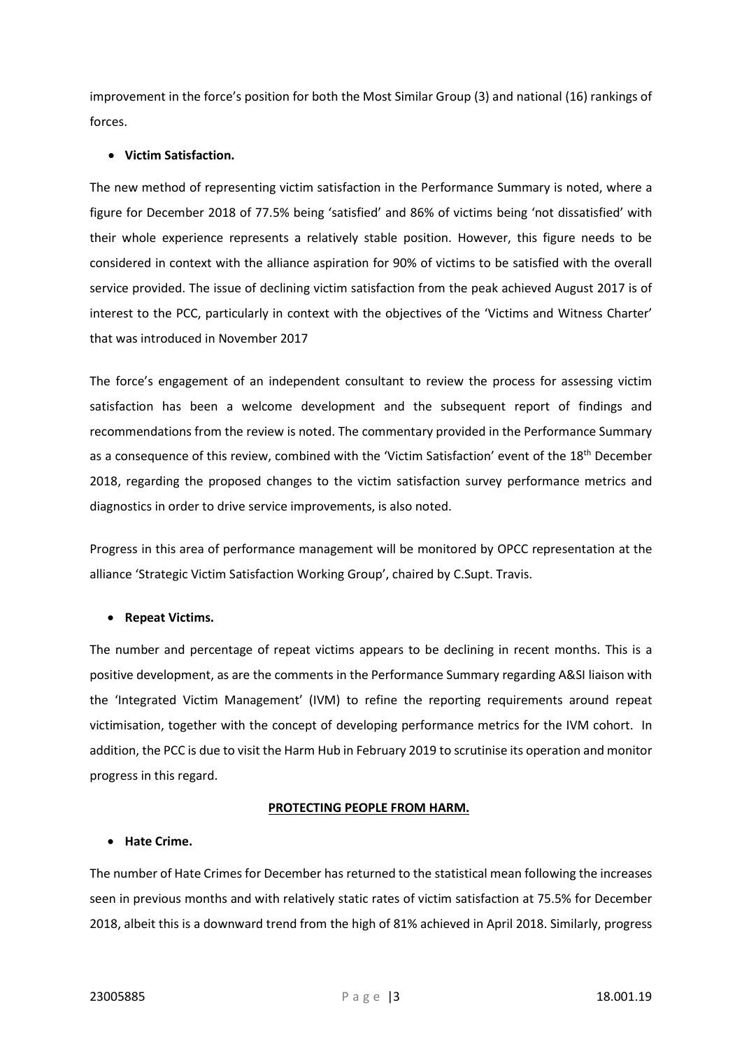improvement in the force's position for both the Most Similar Group (3) and national (16) rankings of forces.

- **Victim Satisfaction.**

The new method of representing victim satisfaction in the Performance Summary is noted, where a figure for December 2018 of 77.5% being 'satisfied' and 86% of victims being 'not dissatisfied' with their whole experience represents a relatively stable position. However, this figure needs to be considered in context with the alliance aspiration for 90% of victims to be satisfied with the overall service provided. The issue of declining victim satisfaction from the peak achieved August 2017 is of interest to the PCC, particularly in context with the objectives of the 'Victims and Witness Charter' that was introduced in November 2017

The force's engagement of an independent consultant to review the process for assessing victim satisfaction has been a welcome development and the subsequent report of findings and recommendations from the review is noted. The commentary provided in the Performance Summary as a consequence of this review, combined with the 'Victim Satisfaction' event of the 18th December 2018, regarding the proposed changes to the victim satisfaction survey performance metrics and diagnostics in order to drive service improvements, is also noted.

Progress in this area of performance management will be monitored by OPCC representation at the alliance 'Strategic Victim Satisfaction Working Group', chaired by C.Supt. Travis.

- **Repeat Victims.**

The number and percentage of repeat victims appears to be declining in recent months. This is a positive development, as are the comments in the Performance Summary regarding A&SI liaison with the 'Integrated Victim Management' (IVM) to refine the reporting requirements around repeat victimisation, together with the concept of developing performance metrics for the IVM cohort. In addition, the PCC is due to visit the Harm Hub in February 2019 to scrutinise its operation and monitor progress in this regard.

**PROTECTING PEOPLE FROM HARM.**

- **Hate Crime.**

The number of Hate Crimes for December has returned to the statistical mean following the increases seen in previous months and with relatively static rates of victim satisfaction at 75.5% for December 2018, albeit this is a downward trend from the high of 81% achieved in April 2018. Similarly, progress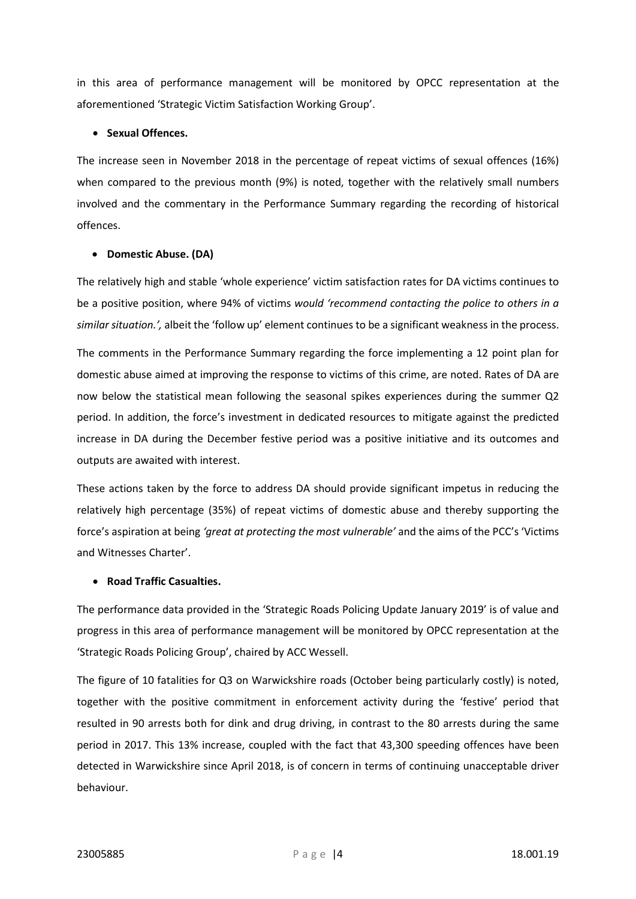in this area of performance management will be monitored by OPCC representation at the aforementioned 'Strategic Victim Satisfaction Working Group'.

- **Sexual Offences.**

The increase seen in November 2018 in the percentage of repeat victims of sexual offences (16%) when compared to the previous month (9%) is noted, together with the relatively small numbers involved and the commentary in the Performance Summary regarding the recording of historical offences.

- **Domestic Abuse. (DA)**

The relatively high and stable 'whole experience' victim satisfaction rates for DA victims continues to be a positive position, where 94% of victims *would 'recommend contacting the police to others in a similar situation.',* albeit the 'follow up' element continues to be a significant weakness in the process.

The comments in the Performance Summary regarding the force implementing a 12 point plan for domestic abuse aimed at improving the response to victims of this crime, are noted. Rates of DA are now below the statistical mean following the seasonal spikes experiences during the summer Q2 period. In addition, the force's investment in dedicated resources to mitigate against the predicted increase in DA during the December festive period was a positive initiative and its outcomes and outputs are awaited with interest.

These actions taken by the force to address DA should provide significant impetus in reducing the relatively high percentage (35%) of repeat victims of domestic abuse and thereby supporting the force's aspiration at being *'great at protecting the most vulnerable'* and the aims of the PCC's 'Victims and Witnesses Charter'.

- **Road Traffic Casualties.**

The performance data provided in the 'Strategic Roads Policing Update January 2019' is of value and progress in this area of performance management will be monitored by OPCC representation at the 'Strategic Roads Policing Group', chaired by ACC Wessell.

The figure of 10 fatalities for Q3 on Warwickshire roads (October being particularly costly) is noted, together with the positive commitment in enforcement activity during the 'festive' period that resulted in 90 arrests both for dink and drug driving, in contrast to the 80 arrests during the same period in 2017. This 13% increase, coupled with the fact that 43,300 speeding offences have been detected in Warwickshire since April 2018, is of concern in terms of continuing unacceptable driver behaviour.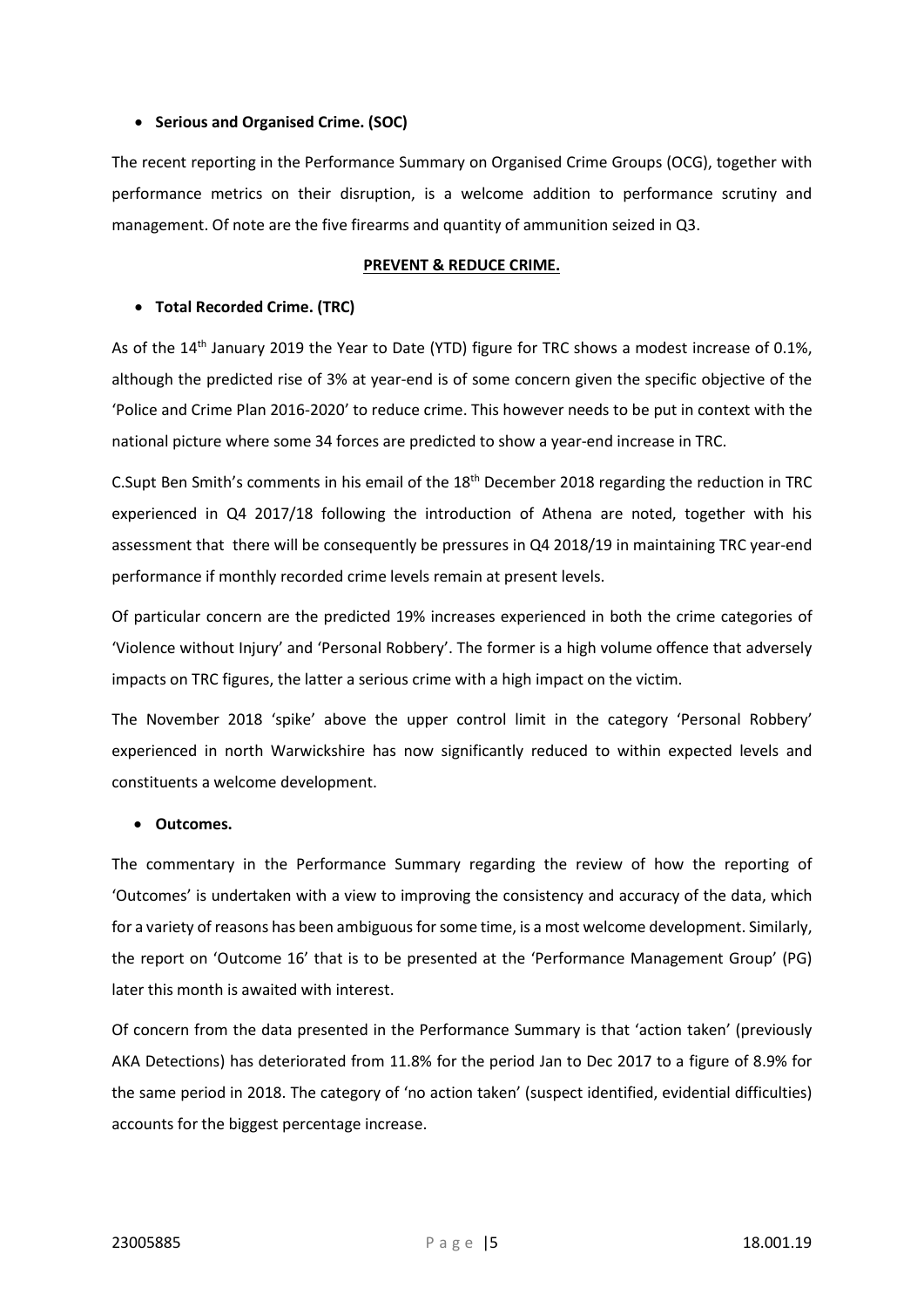- **Serious and Organised Crime. (SOC)**

The recent reporting in the Performance Summary on Organised Crime Groups (OCG), together with performance metrics on their disruption, is a welcome addition to performance scrutiny and management. Of note are the five firearms and quantity of ammunition seized in Q3.

**PREVENT & REDUCE CRIME.**

- **Total Recorded Crime. (TRC)**

As of the 14th January 2019 the Year to Date (YTD) figure for TRC shows a modest increase of 0.1%, although the predicted rise of 3% at year-end is of some concern given the specific objective of the 'Police and Crime Plan 2016-2020' to reduce crime. This however needs to be put in context with the national picture where some 34 forces are predicted to show a year-end increase in TRC.

C.Supt Ben Smith's comments in his email of the 18th December 2018 regarding the reduction in TRC experienced in Q4 2017/18 following the introduction of Athena are noted, together with his assessment that there will be consequently be pressures in Q4 2018/19 in maintaining TRC year-end performance if monthly recorded crime levels remain at present levels.

Of particular concern are the predicted 19% increases experienced in both the crime categories of 'Violence without Injury' and 'Personal Robbery'. The former is a high volume offence that adversely impacts on TRC figures, the latter a serious crime with a high impact on the victim.

The November 2018 'spike' above the upper control limit in the category 'Personal Robbery' experienced in north Warwickshire has now significantly reduced to within expected levels and constituents a welcome development.

- **Outcomes.**

The commentary in the Performance Summary regarding the review of how the reporting of 'Outcomes' is undertaken with a view to improving the consistency and accuracy of the data, which for a variety of reasons has been ambiguous for some time, is a most welcome development. Similarly, the report on 'Outcome 16' that is to be presented at the 'Performance Management Group' (PG) later this month is awaited with interest.

Of concern from the data presented in the Performance Summary is that 'action taken' (previously AKA Detections) has deteriorated from 11.8% for the period Jan to Dec 2017 to a figure of 8.9% for the same period in 2018. The category of 'no action taken' (suspect identified, evidential difficulties) accounts for the biggest percentage increase.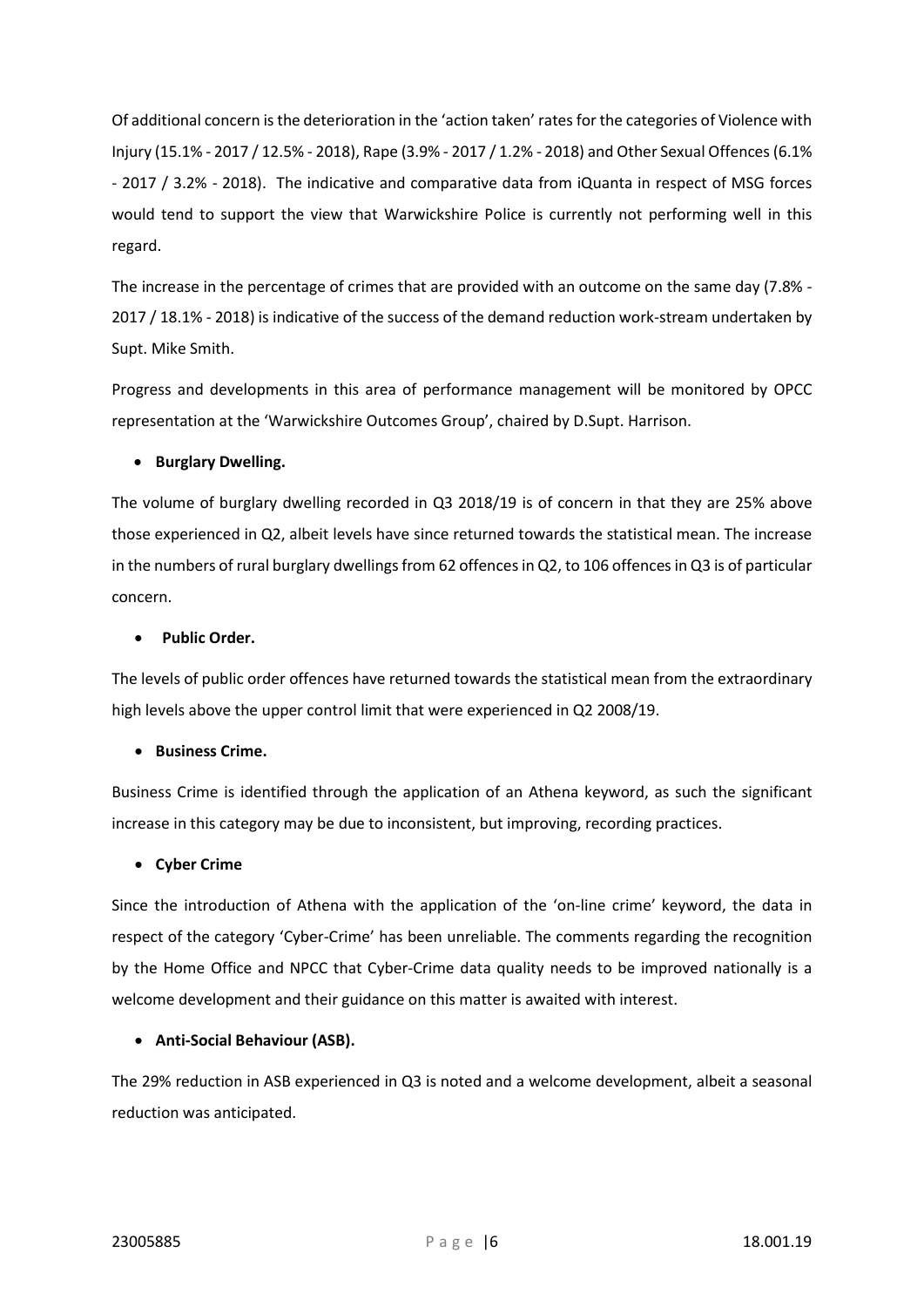Of additional concern is the deterioration in the 'action taken' rates for the categories of Violence with Injury (15.1% - 2017 / 12.5% - 2018), Rape (3.9% - 2017 / 1.2% - 2018) and Other Sexual Offences (6.1% - 2017 / 3.2% - 2018). The indicative and comparative data from iQuanta in respect of MSG forces would tend to support the view that Warwickshire Police is currently not performing well in this regard.

The increase in the percentage of crimes that are provided with an outcome on the same day (7.8% - 2017 / 18.1% - 2018) is indicative of the success of the demand reduction work-stream undertaken by Supt. Mike Smith.

Progress and developments in this area of performance management will be monitored by OPCC representation at the 'Warwickshire Outcomes Group', chaired by D.Supt. Harrison.

- **Burglary Dwelling.**

The volume of burglary dwelling recorded in Q3 2018/19 is of concern in that they are 25% above those experienced in Q2, albeit levels have since returned towards the statistical mean. The increase in the numbers of rural burglary dwellings from 62 offences in Q2, to 106 offences in Q3 is of particular concern.

- **Public Order.**

The levels of public order offences have returned towards the statistical mean from the extraordinary high levels above the upper control limit that were experienced in Q2 2008/19.

- **Business Crime.**

Business Crime is identified through the application of an Athena keyword, as such the significant increase in this category may be due to inconsistent, but improving, recording practices.

- **Cyber Crime**

Since the introduction of Athena with the application of the 'on-line crime' keyword, the data in respect of the category 'Cyber-Crime' has been unreliable. The comments regarding the recognition by the Home Office and NPCC that Cyber-Crime data quality needs to be improved nationally is a welcome development and their guidance on this matter is awaited with interest.

- **Anti-Social Behaviour (ASB).**

The 29% reduction in ASB experienced in Q3 is noted and a welcome development, albeit a seasonal reduction was anticipated.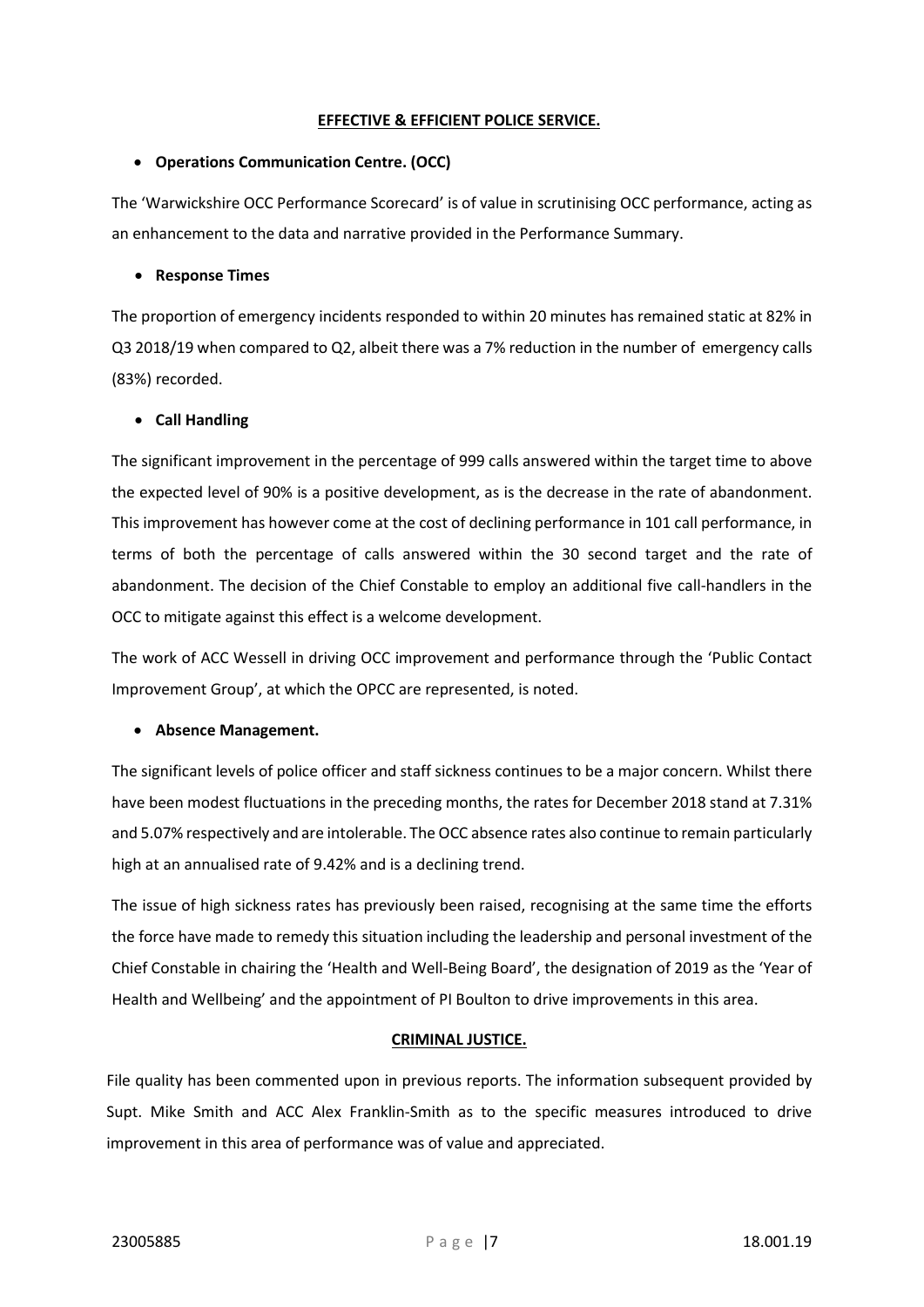## EFFECTIVE & EFFICIENT POLICE SERVICE.

- **Operations Communication Centre. (OCC)**

The 'Warwickshire OCC Performance Scorecard' is of value in scrutinising OCC performance, acting as an enhancement to the data and narrative provided in the Performance Summary.

- **Response Times**

The proportion of emergency incidents responded to within 20 minutes has remained static at 82% in Q3 2018/19 when compared to Q2, albeit there was a 7% reduction in the number of emergency calls (83%) recorded.

- **Call Handling**

The significant improvement in the percentage of 999 calls answered within the target time to above the expected level of 90% is a positive development, as is the decrease in the rate of abandonment. This improvement has however come at the cost of declining performance in 101 call performance, in terms of both the percentage of calls answered within the 30 second target and the rate of abandonment. The decision of the Chief Constable to employ an additional five call-handlers in the OCC to mitigate against this effect is a welcome development.

The work of ACC Wessell in driving OCC improvement and performance through the 'Public Contact Improvement Group', at which the OPCC are represented, is noted.

- **Absence Management.**

The significant levels of police officer and staff sickness continues to be a major concern. Whilst there have been modest fluctuations in the preceding months, the rates for December 2018 stand at 7.31% and 5.07% respectively and are intolerable. The OCC absence rates also continue to remain particularly high at an annualised rate of 9.42% and is a declining trend.

The issue of high sickness rates has previously been raised, recognising at the same time the efforts the force have made to remedy this situation including the leadership and personal investment of the Chief Constable in chairing the 'Health and Well-Being Board', the designation of 2019 as the 'Year of Health and Wellbeing' and the appointment of PI Boulton to drive improvements in this area.

## CRIMINAL JUSTICE.

File quality has been commented upon in previous reports. The information subsequent provided by Supt. Mike Smith and ACC Alex Franklin-Smith as to the specific measures introduced to drive improvement in this area of performance was of value and appreciated.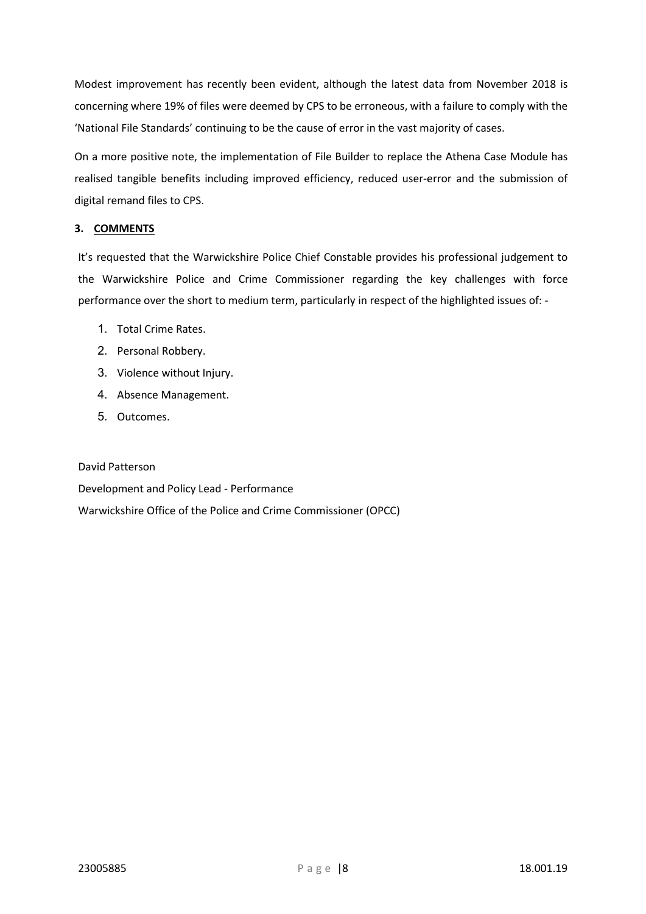Modest improvement has recently been evident, although the latest data from November 2018 is concerning where 19% of files were deemed by CPS to be erroneous, with a failure to comply with the 'National File Standards' continuing to be the cause of error in the vast majority of cases.

On a more positive note, the implementation of File Builder to replace the Athena Case Module has realised tangible benefits including improved efficiency, reduced user-error and the submission of digital remand files to CPS.

## 3. COMMENTS

It's requested that the Warwickshire Police Chief Constable provides his professional judgement to the Warwickshire Police and Crime Commissioner regarding the key challenges with force performance over the short to medium term, particularly in respect of the highlighted issues of: -

1. Total Crime Rates.
2. Personal Robbery.
3. Violence without Injury.
4. Absence Management.
5. Outcomes.

David Patterson

Development and Policy Lead - Performance

Warwickshire Office of the Police and Crime Commissioner (OPCC)